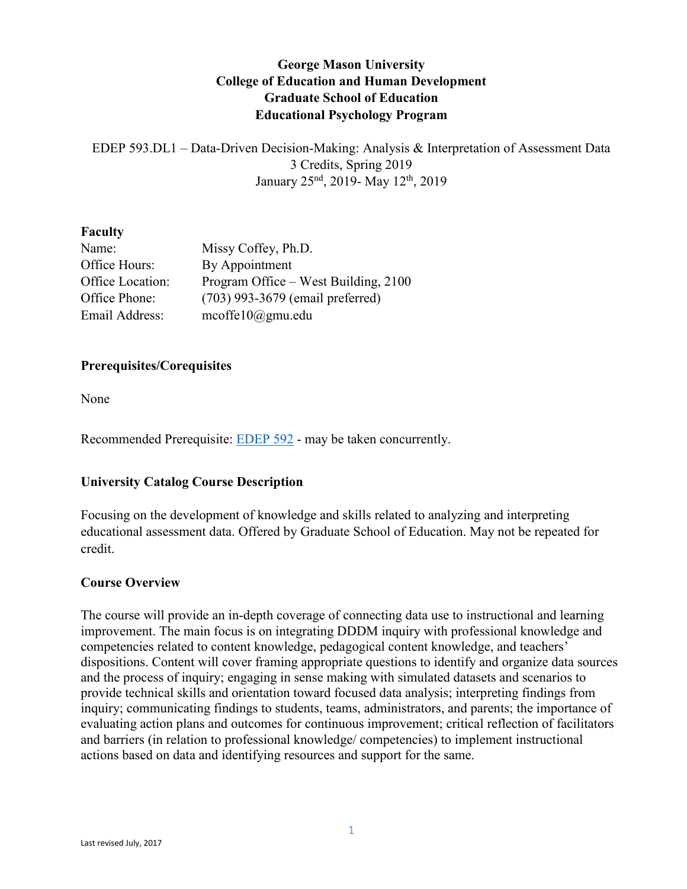# George Mason University
## College of Education and Human Development
## Graduate School of Education
## Educational Psychology Program

EDEP 593.DL1 – Data-Driven Decision-Making: Analysis & Interpretation of Assessment Data
3 Credits, Spring 2019
January 25nd, 2019- May 12th, 2019

### Faculty

| | |
|---|---|
| Name: | Missy Coffey, Ph.D. |
| Office Hours: | By Appointment |
| Office Location: | Program Office – West Building, 2100 |
| Office Phone: | (703) 993-3679 (email preferred) |
| Email Address: | mcoffe10@gmu.edu |

### Prerequisites/Corequisites

None

Recommended Prerequisite: EDEP 592 - may be taken concurrently.

### University Catalog Course Description

Focusing on the development of knowledge and skills related to analyzing and interpreting educational assessment data. Offered by Graduate School of Education. May not be repeated for credit.

### Course Overview

The course will provide an in-depth coverage of connecting data use to instructional and learning improvement. The main focus is on integrating DDDM inquiry with professional knowledge and competencies related to content knowledge, pedagogical content knowledge, and teachers' dispositions. Content will cover framing appropriate questions to identify and organize data sources and the process of inquiry; engaging in sense making with simulated datasets and scenarios to provide technical skills and orientation toward focused data analysis; interpreting findings from inquiry; communicating findings to students, teams, administrators, and parents; the importance of evaluating action plans and outcomes for continuous improvement; critical reflection of facilitators and barriers (in relation to professional knowledge/ competencies) to implement instructional actions based on data and identifying resources and support for the same.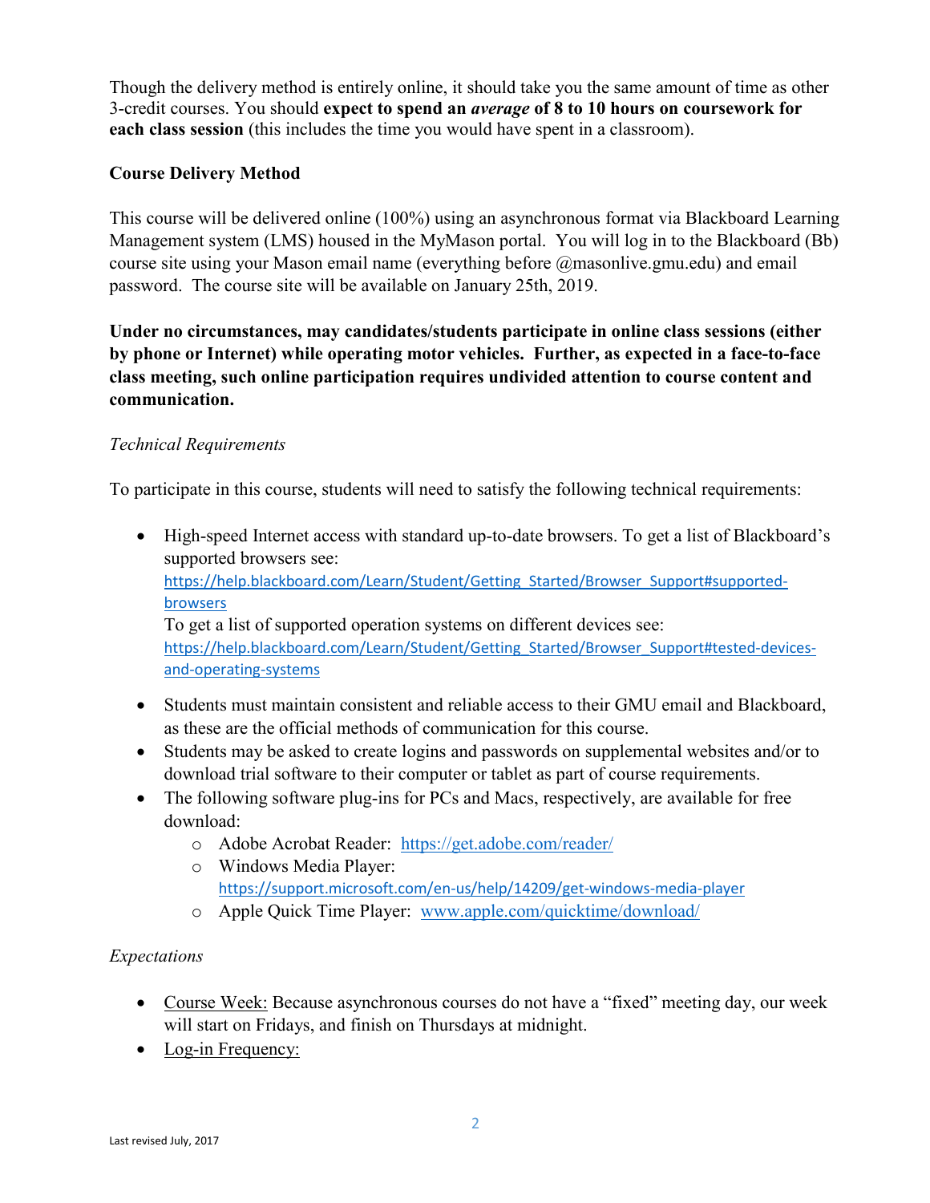Though the delivery method is entirely online, it should take you the same amount of time as other 3-credit courses. You should **expect to spend an *average* of 8 to 10 hours on coursework for each class session** (this includes the time you would have spent in a classroom).

## Course Delivery Method

This course will be delivered online (100%) using an asynchronous format via Blackboard Learning Management system (LMS) housed in the MyMason portal. You will log in to the Blackboard (Bb) course site using your Mason email name (everything before @masonlive.gmu.edu) and email password. The course site will be available on January 25th, 2019.

**Under no circumstances, may candidates/students participate in online class sessions (either by phone or Internet) while operating motor vehicles. Further, as expected in a face-to-face class meeting, such online participation requires undivided attention to course content and communication.**

*Technical Requirements*

To participate in this course, students will need to satisfy the following technical requirements:

- High-speed Internet access with standard up-to-date browsers. To get a list of Blackboard's supported browsers see: https://help.blackboard.com/Learn/Student/Getting_Started/Browser_Support#supported-browsers
  To get a list of supported operation systems on different devices see: https://help.blackboard.com/Learn/Student/Getting_Started/Browser_Support#tested-devices-and-operating-systems
- Students must maintain consistent and reliable access to their GMU email and Blackboard, as these are the official methods of communication for this course.
- Students may be asked to create logins and passwords on supplemental websites and/or to download trial software to their computer or tablet as part of course requirements.
- The following software plug-ins for PCs and Macs, respectively, are available for free download:
  - Adobe Acrobat Reader: https://get.adobe.com/reader/
  - Windows Media Player: https://support.microsoft.com/en-us/help/14209/get-windows-media-player
  - Apple Quick Time Player: www.apple.com/quicktime/download/

*Expectations*

- Course Week: Because asynchronous courses do not have a "fixed" meeting day, our week will start on Fridays, and finish on Thursdays at midnight.
- Log-in Frequency: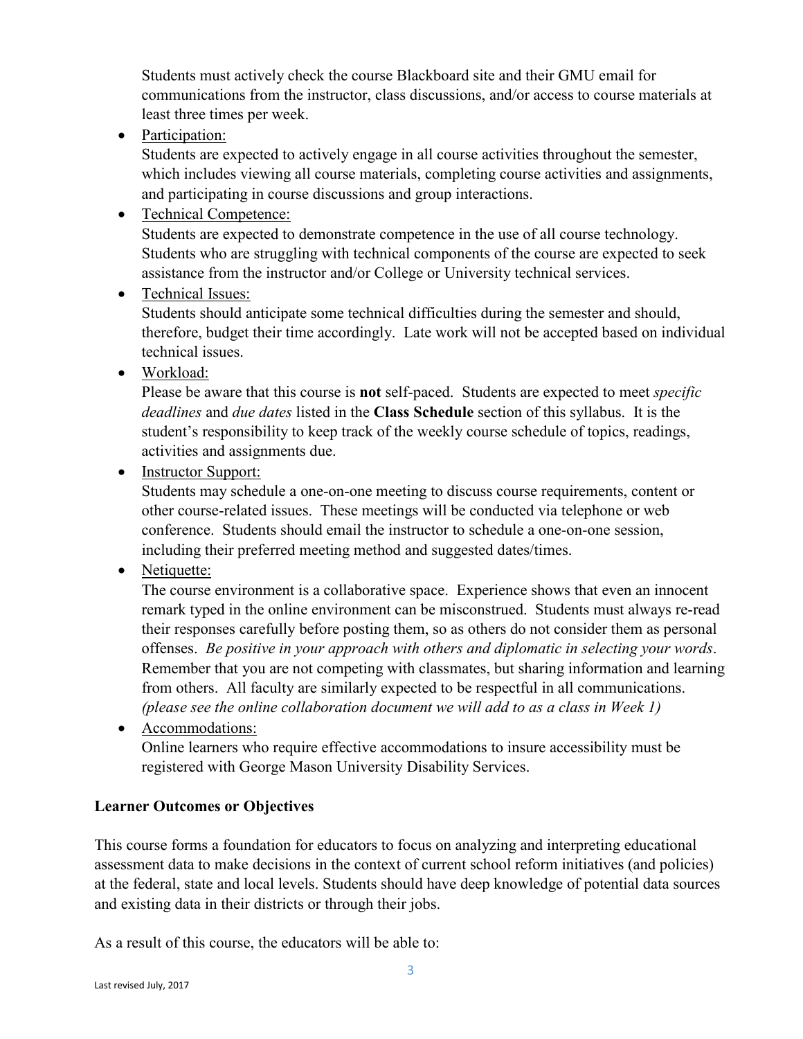Students must actively check the course Blackboard site and their GMU email for communications from the instructor, class discussions, and/or access to course materials at least three times per week.

- Participation:
  Students are expected to actively engage in all course activities throughout the semester, which includes viewing all course materials, completing course activities and assignments, and participating in course discussions and group interactions.
- Technical Competence:
  Students are expected to demonstrate competence in the use of all course technology. Students who are struggling with technical components of the course are expected to seek assistance from the instructor and/or College or University technical services.
- Technical Issues:
  Students should anticipate some technical difficulties during the semester and should, therefore, budget their time accordingly. Late work will not be accepted based on individual technical issues.
- Workload:
  Please be aware that this course is **not** self-paced. Students are expected to meet *specific deadlines* and *due dates* listed in the **Class Schedule** section of this syllabus. It is the student's responsibility to keep track of the weekly course schedule of topics, readings, activities and assignments due.
- Instructor Support:
  Students may schedule a one-on-one meeting to discuss course requirements, content or other course-related issues. These meetings will be conducted via telephone or web conference. Students should email the instructor to schedule a one-on-one session, including their preferred meeting method and suggested dates/times.
- Netiquette:
  The course environment is a collaborative space. Experience shows that even an innocent remark typed in the online environment can be misconstrued. Students must always re-read their responses carefully before posting them, so as others do not consider them as personal offenses. *Be positive in your approach with others and diplomatic in selecting your words*. Remember that you are not competing with classmates, but sharing information and learning from others. All faculty are similarly expected to be respectful in all communications. *(please see the online collaboration document we will add to as a class in Week 1)*
- Accommodations:
  Online learners who require effective accommodations to insure accessibility must be registered with George Mason University Disability Services.

**Learner Outcomes or Objectives**

This course forms a foundation for educators to focus on analyzing and interpreting educational assessment data to make decisions in the context of current school reform initiatives (and policies) at the federal, state and local levels. Students should have deep knowledge of potential data sources and existing data in their districts or through their jobs.

As a result of this course, the educators will be able to: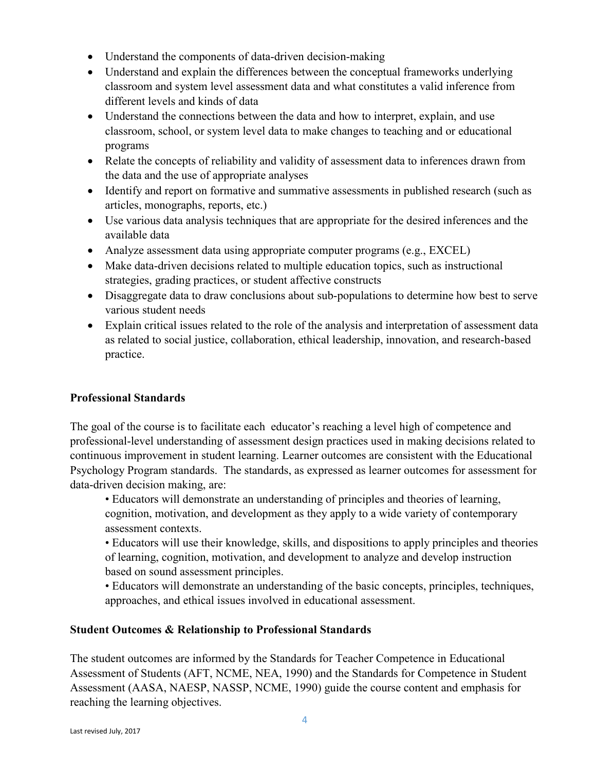- Understand the components of data-driven decision-making
- Understand and explain the differences between the conceptual frameworks underlying classroom and system level assessment data and what constitutes a valid inference from different levels and kinds of data
- Understand the connections between the data and how to interpret, explain, and use classroom, school, or system level data to make changes to teaching and or educational programs
- Relate the concepts of reliability and validity of assessment data to inferences drawn from the data and the use of appropriate analyses
- Identify and report on formative and summative assessments in published research (such as articles, monographs, reports, etc.)
- Use various data analysis techniques that are appropriate for the desired inferences and the available data
- Analyze assessment data using appropriate computer programs (e.g., EXCEL)
- Make data-driven decisions related to multiple education topics, such as instructional strategies, grading practices, or student affective constructs
- Disaggregate data to draw conclusions about sub-populations to determine how best to serve various student needs
- Explain critical issues related to the role of the analysis and interpretation of assessment data as related to social justice, collaboration, ethical leadership, innovation, and research-based practice.

**Professional Standards**

The goal of the course is to facilitate each educator's reaching a level high of competence and professional-level understanding of assessment design practices used in making decisions related to continuous improvement in student learning. Learner outcomes are consistent with the Educational Psychology Program standards. The standards, as expressed as learner outcomes for assessment for data-driven decision making, are:

- Educators will demonstrate an understanding of principles and theories of learning, cognition, motivation, and development as they apply to a wide variety of contemporary assessment contexts.
- Educators will use their knowledge, skills, and dispositions to apply principles and theories of learning, cognition, motivation, and development to analyze and develop instruction based on sound assessment principles.
- Educators will demonstrate an understanding of the basic concepts, principles, techniques, approaches, and ethical issues involved in educational assessment.

**Student Outcomes & Relationship to Professional Standards**

The student outcomes are informed by the Standards for Teacher Competence in Educational Assessment of Students (AFT, NCME, NEA, 1990) and the Standards for Competence in Student Assessment (AASA, NAESP, NASSP, NCME, 1990) guide the course content and emphasis for reaching the learning objectives.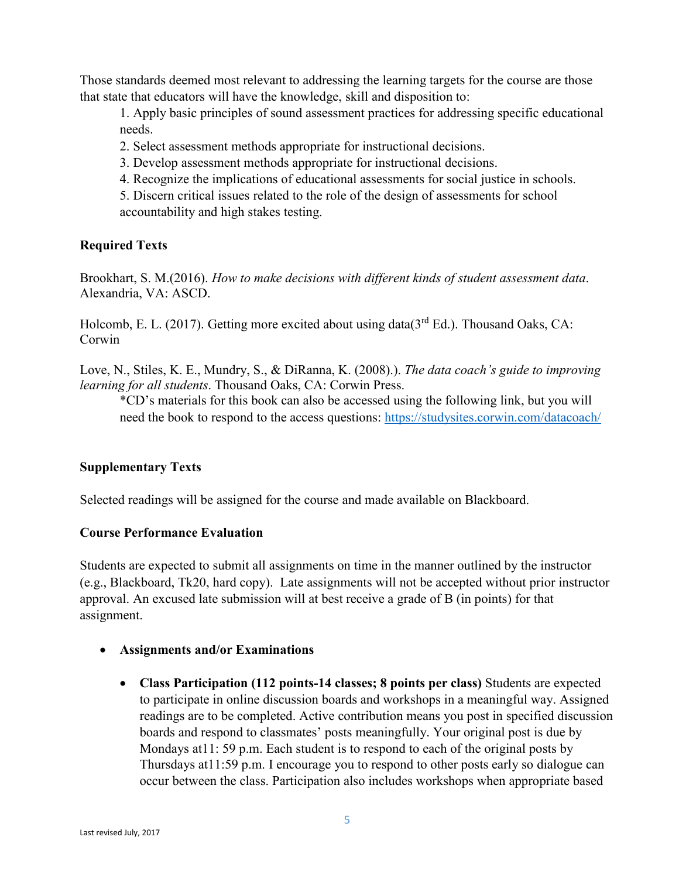Those standards deemed most relevant to addressing the learning targets for the course are those that state that educators will have the knowledge, skill and disposition to:

1. Apply basic principles of sound assessment practices for addressing specific educational needs.
2. Select assessment methods appropriate for instructional decisions.
3. Develop assessment methods appropriate for instructional decisions.
4. Recognize the implications of educational assessments for social justice in schools.
5. Discern critical issues related to the role of the design of assessments for school accountability and high stakes testing.

**Required Texts**

Brookhart, S. M.(2016). *How to make decisions with different kinds of student assessment data*. Alexandria, VA: ASCD.

Holcomb, E. L. (2017). Getting more excited about using data(3rd Ed.). Thousand Oaks, CA: Corwin

Love, N., Stiles, K. E., Mundry, S., & DiRanna, K. (2008).). *The data coach's guide to improving learning for all students*. Thousand Oaks, CA: Corwin Press.

*CD's materials for this book can also be accessed using the following link, but you will need the book to respond to the access questions: https://studysites.corwin.com/datacoach/

**Supplementary Texts**

Selected readings will be assigned for the course and made available on Blackboard.

**Course Performance Evaluation**

Students are expected to submit all assignments on time in the manner outlined by the instructor (e.g., Blackboard, Tk20, hard copy). Late assignments will not be accepted without prior instructor approval. An excused late submission will at best receive a grade of B (in points) for that assignment.

- **Assignments and/or Examinations**
  - **Class Participation (112 points-14 classes; 8 points per class)** Students are expected to participate in online discussion boards and workshops in a meaningful way. Assigned readings are to be completed. Active contribution means you post in specified discussion boards and respond to classmates' posts meaningfully. Your original post is due by Mondays at11: 59 p.m. Each student is to respond to each of the original posts by Thursdays at11:59 p.m. I encourage you to respond to other posts early so dialogue can occur between the class. Participation also includes workshops when appropriate based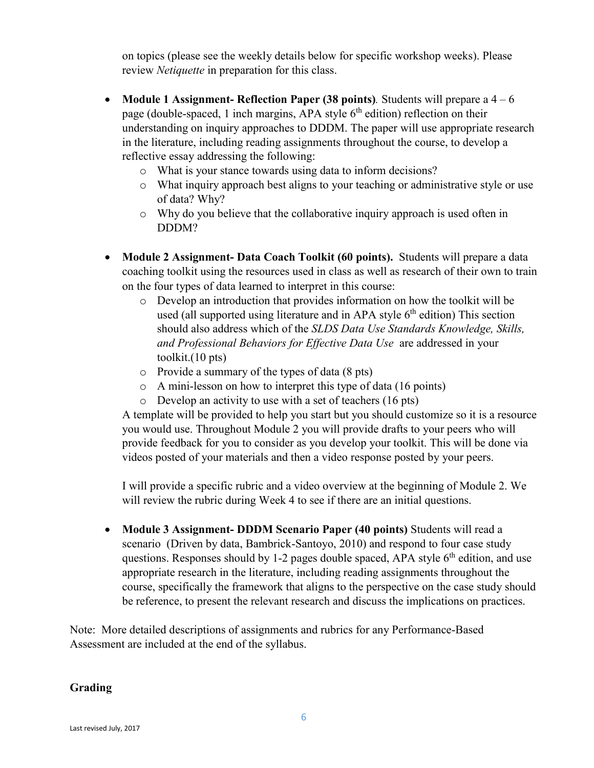on topics (please see the weekly details below for specific workshop weeks). Please review *Netiquette* in preparation for this class.

- **Module 1 Assignment- Reflection Paper (38 points)**. Students will prepare a 4 – 6 page (double-spaced, 1 inch margins, APA style 6th edition) reflection on their understanding on inquiry approaches to DDDM. The paper will use appropriate research in the literature, including reading assignments throughout the course, to develop a reflective essay addressing the following:
  - What is your stance towards using data to inform decisions?
  - What inquiry approach best aligns to your teaching or administrative style or use of data? Why?
  - Why do you believe that the collaborative inquiry approach is used often in DDDM?

- **Module 2 Assignment- Data Coach Toolkit (60 points).** Students will prepare a data coaching toolkit using the resources used in class as well as research of their own to train on the four types of data learned to interpret in this course:
  - Develop an introduction that provides information on how the toolkit will be used (all supported using literature and in APA style 6th edition) This section should also address which of the *SLDS Data Use Standards Knowledge, Skills, and Professional Behaviors for Effective Data Use* are addressed in your toolkit.(10 pts)
  - Provide a summary of the types of data (8 pts)
  - A mini-lesson on how to interpret this type of data (16 points)
  - Develop an activity to use with a set of teachers (16 pts)

  A template will be provided to help you start but you should customize so it is a resource you would use. Throughout Module 2 you will provide drafts to your peers who will provide feedback for you to consider as you develop your toolkit. This will be done via videos posted of your materials and then a video response posted by your peers.

  I will provide a specific rubric and a video overview at the beginning of Module 2. We will review the rubric during Week 4 to see if there are an initial questions.

- **Module 3 Assignment- DDDM Scenario Paper (40 points)** Students will read a scenario (Driven by data, Bambrick-Santoyo, 2010) and respond to four case study questions. Responses should by 1-2 pages double spaced, APA style 6th edition, and use appropriate research in the literature, including reading assignments throughout the course, specifically the framework that aligns to the perspective on the case study should be reference, to present the relevant research and discuss the implications on practices.

Note: More detailed descriptions of assignments and rubrics for any Performance-Based Assessment are included at the end of the syllabus.

## Grading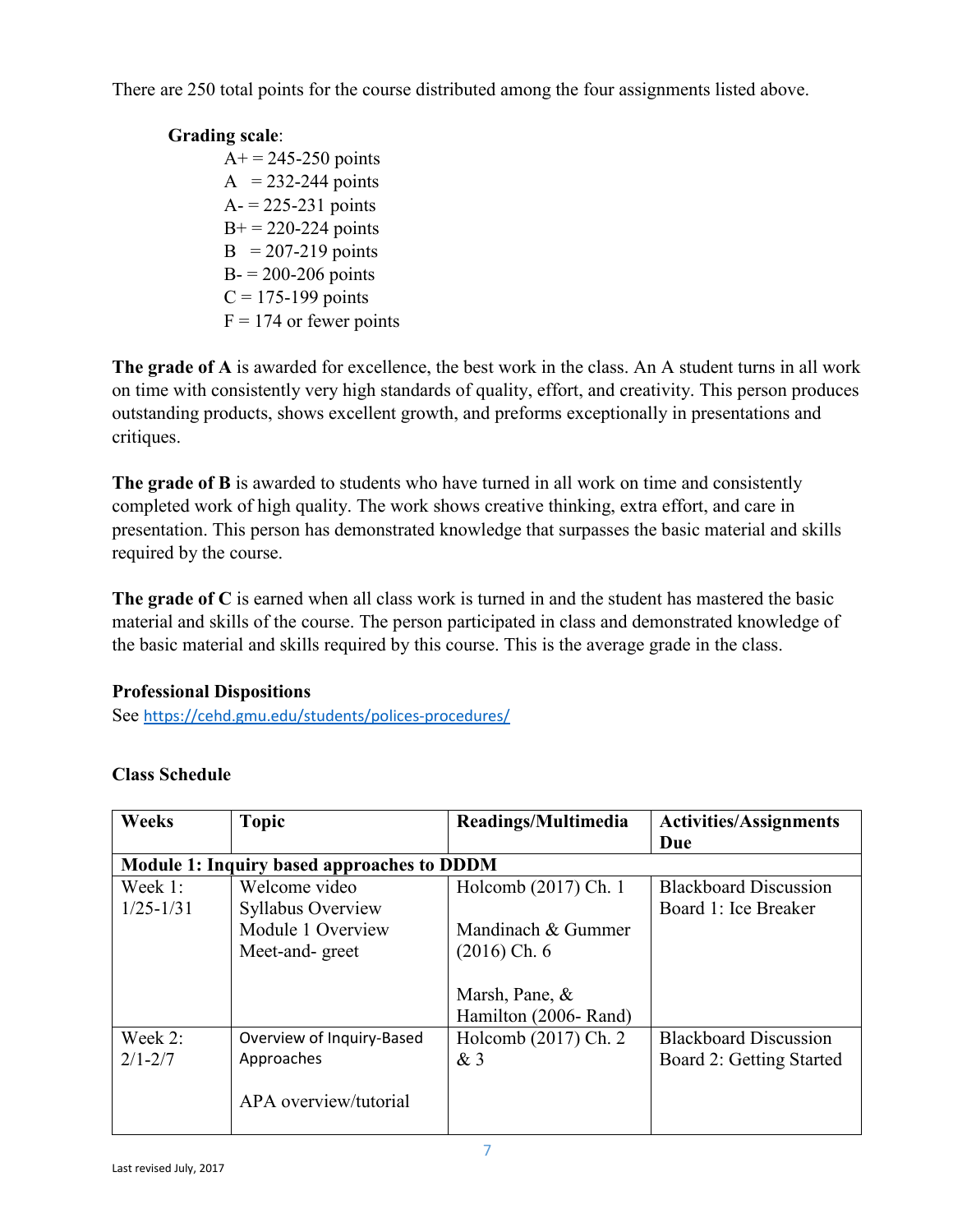There are 250 total points for the course distributed among the four assignments listed above.

**Grading scale**:

A+ = 245-250 points
A  = 232-244 points
A- = 225-231 points
B+ = 220-224 points
B  = 207-219 points
B- = 200-206 points
C = 175-199 points
F = 174 or fewer points

**The grade of A** is awarded for excellence, the best work in the class. An A student turns in all work on time with consistently very high standards of quality, effort, and creativity. This person produces outstanding products, shows excellent growth, and preforms exceptionally in presentations and critiques.

**The grade of B** is awarded to students who have turned in all work on time and consistently completed work of high quality. The work shows creative thinking, extra effort, and care in presentation. This person has demonstrated knowledge that surpasses the basic material and skills required by the course.

**The grade of C** is earned when all class work is turned in and the student has mastered the basic material and skills of the course. The person participated in class and demonstrated knowledge of the basic material and skills required by this course. This is the average grade in the class.

**Professional Dispositions**
See https://cehd.gmu.edu/students/polices-procedures/

**Class Schedule**

| Weeks | Topic | Readings/Multimedia | Activities/Assignments Due |
|---|---|---|---|
| **Module 1: Inquiry based approaches to DDDM** | | | |
| Week 1: 1/25-1/31 | Welcome video<br>Syllabus Overview<br>Module 1 Overview<br>Meet-and- greet | Holcomb (2017) Ch. 1<br><br>Mandinach & Gummer (2016) Ch. 6<br><br>Marsh, Pane, & Hamilton (2006- Rand) | Blackboard Discussion Board 1: Ice Breaker |
| Week 2: 2/1-2/7 | Overview of Inquiry-Based Approaches<br><br>APA overview/tutorial | Holcomb (2017) Ch. 2 & 3 | Blackboard Discussion Board 2: Getting Started |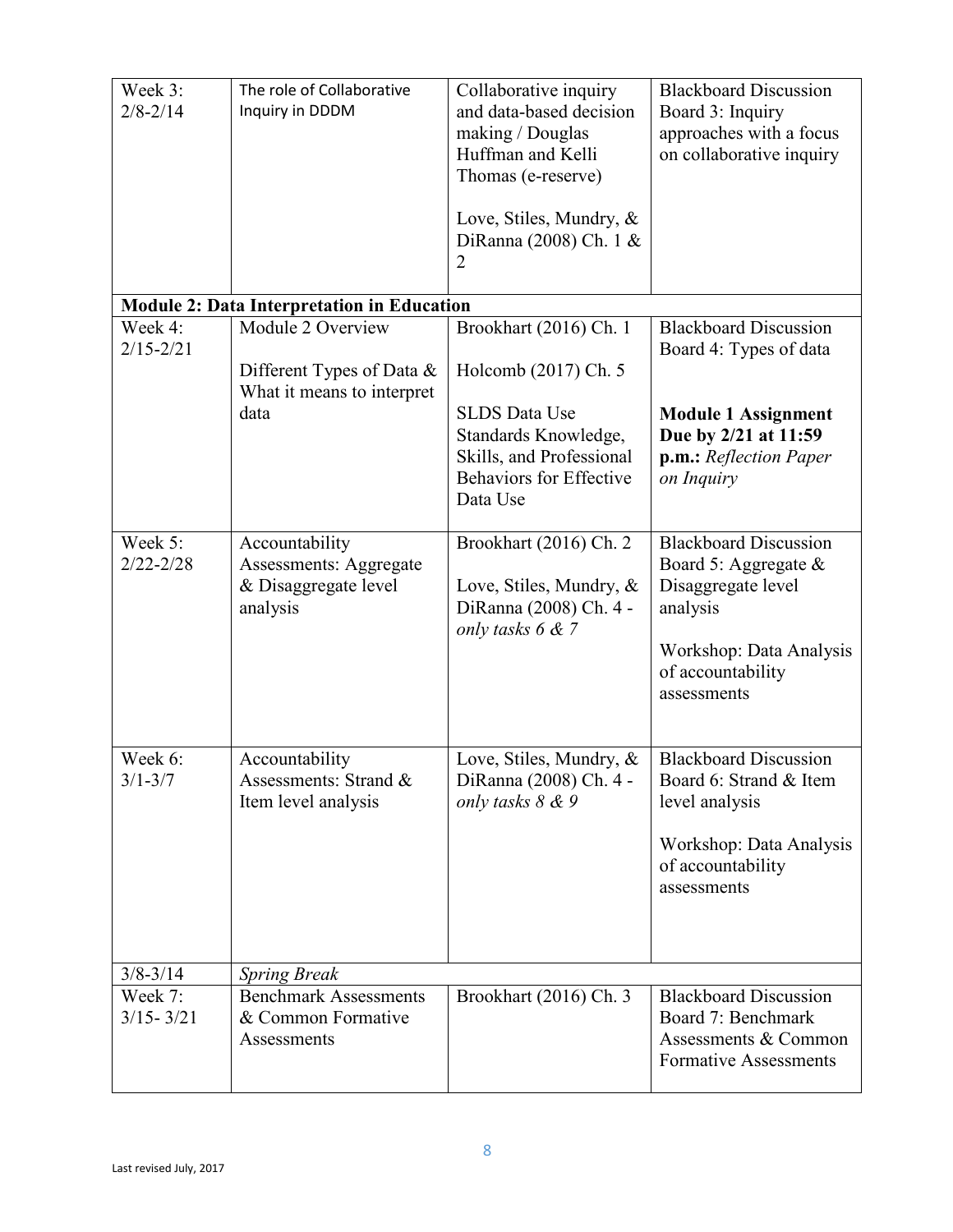| | | | |
|---|---|---|---|
| Week 3: 2/8-2/14 | The role of Collaborative Inquiry in DDDM | Collaborative inquiry and data-based decision making / Douglas Huffman and Kelli Thomas (e-reserve)<br><br>Love, Stiles, Mundry, & DiRanna (2008) Ch. 1 & 2 | Blackboard Discussion Board 3: Inquiry approaches with a focus on collaborative inquiry |
| **Module 2: Data Interpretation in Education** | | | |
| Week 4: 2/15-2/21 | Module 2 Overview<br><br>Different Types of Data & What it means to interpret data | Brookhart (2016) Ch. 1<br><br>Holcomb (2017) Ch. 5<br><br>SLDS Data Use Standards Knowledge, Skills, and Professional Behaviors for Effective Data Use | Blackboard Discussion Board 4: Types of data<br><br>**Module 1 Assignment Due by 2/21 at 11:59 p.m.:** *Reflection Paper on Inquiry* |
| Week 5: 2/22-2/28 | Accountability Assessments: Aggregate & Disaggregate level analysis | Brookhart (2016) Ch. 2<br><br>Love, Stiles, Mundry, & DiRanna (2008) Ch. 4 - *only tasks 6 & 7* | Blackboard Discussion Board 5: Aggregate & Disaggregate level analysis<br><br>Workshop: Data Analysis of accountability assessments |
| Week 6: 3/1-3/7 | Accountability Assessments: Strand & Item level analysis | Love, Stiles, Mundry, & DiRanna (2008) Ch. 4 - *only tasks 8 & 9* | Blackboard Discussion Board 6: Strand & Item level analysis<br><br>Workshop: Data Analysis of accountability assessments |
| 3/8-3/14 | *Spring Break* | | |
| Week 7: 3/15- 3/21 | Benchmark Assessments & Common Formative Assessments | Brookhart (2016) Ch. 3 | Blackboard Discussion Board 7: Benchmark Assessments & Common Formative Assessments |

Last revised July, 2017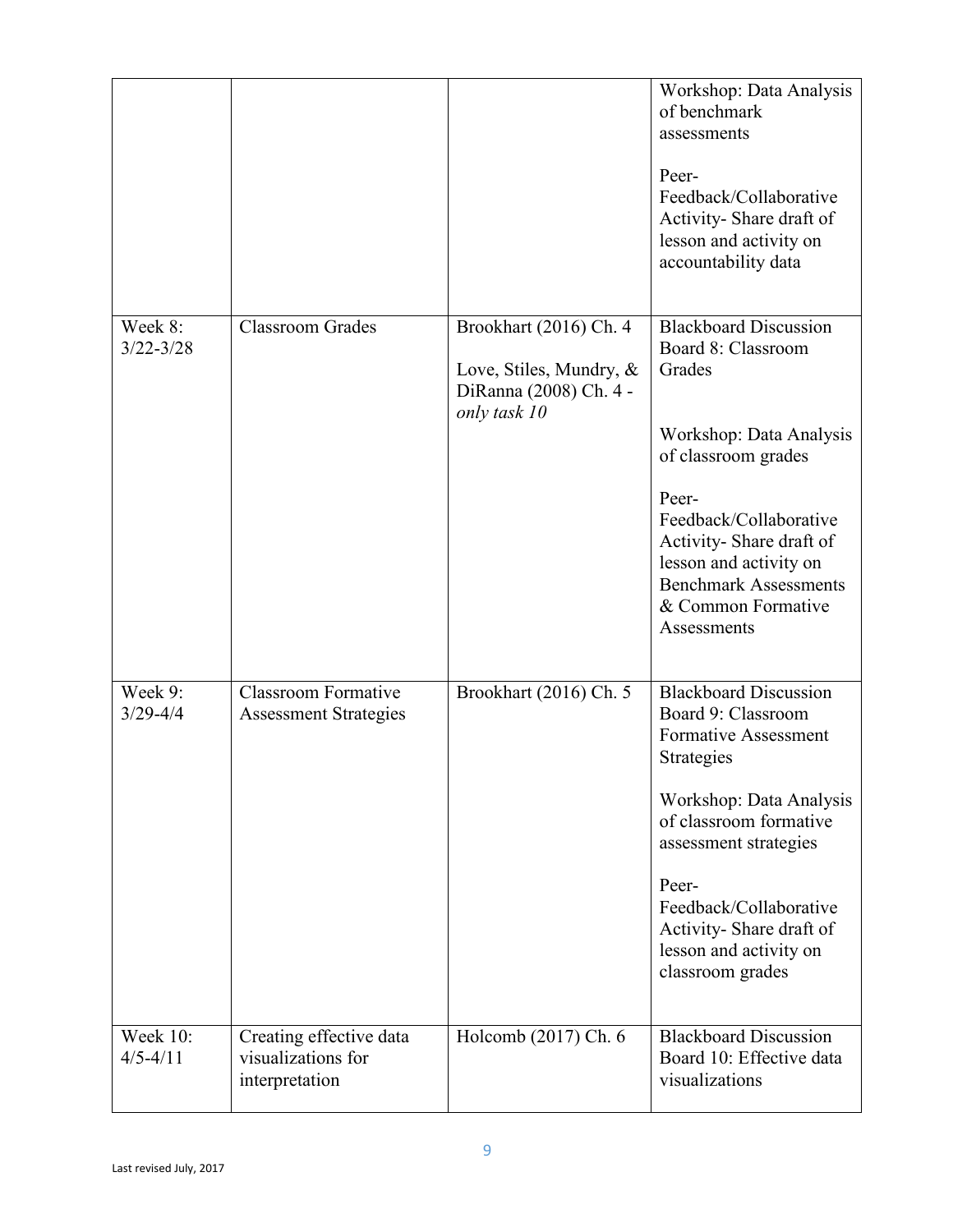| | | | |
|---|---|---|---|
| | | | Workshop: Data Analysis of benchmark assessments<br><br>Peer-Feedback/Collaborative Activity- Share draft of lesson and activity on accountability data |
| Week 8: 3/22-3/28 | Classroom Grades | Brookhart (2016) Ch. 4<br><br>Love, Stiles, Mundry, & DiRanna (2008) Ch. 4 - *only task 10* | Blackboard Discussion Board 8: Classroom Grades<br><br>Workshop: Data Analysis of classroom grades<br><br>Peer-Feedback/Collaborative Activity- Share draft of lesson and activity on Benchmark Assessments & Common Formative Assessments |
| Week 9: 3/29-4/4 | Classroom Formative Assessment Strategies | Brookhart (2016) Ch. 5 | Blackboard Discussion Board 9: Classroom Formative Assessment Strategies<br><br>Workshop: Data Analysis of classroom formative assessment strategies<br><br>Peer-Feedback/Collaborative Activity- Share draft of lesson and activity on classroom grades |
| Week 10: 4/5-4/11 | Creating effective data visualizations for interpretation | Holcomb (2017) Ch. 6 | Blackboard Discussion Board 10: Effective data visualizations |

Last revised July, 2017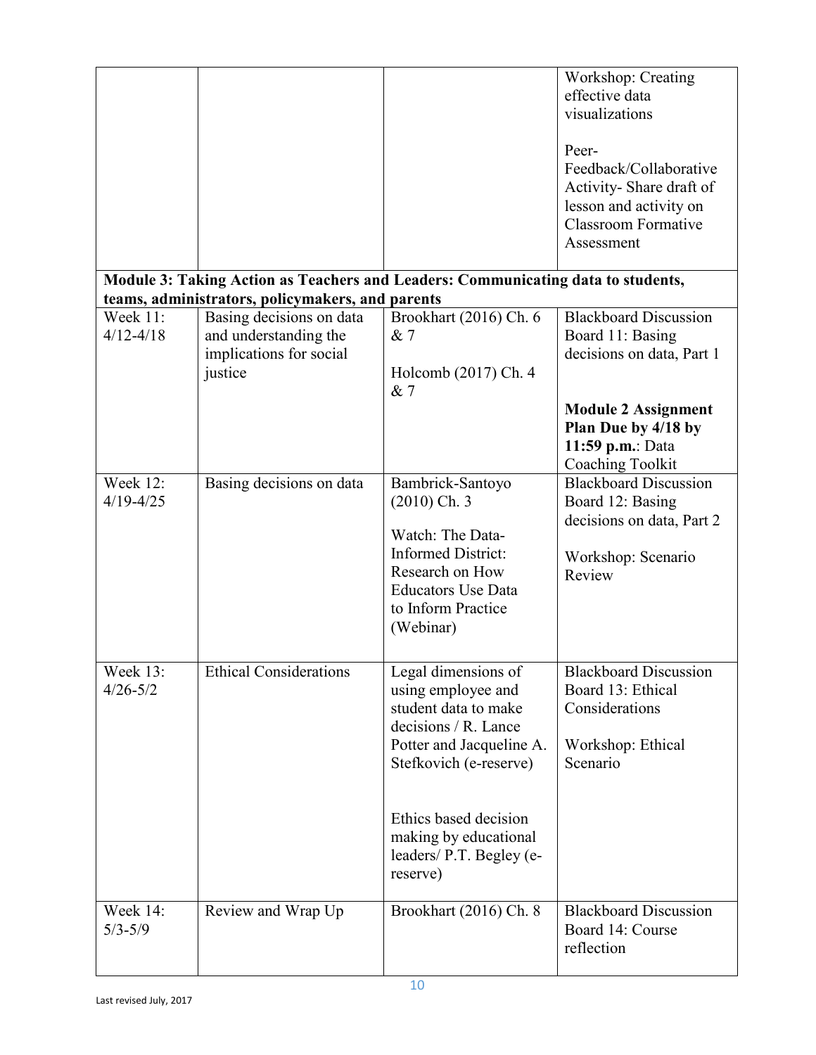|  |  |  | Workshop: Creating effective data visualizations<br><br>Peer-Feedback/Collaborative Activity- Share draft of lesson and activity on Classroom Formative Assessment |
|---|---|---|---|
| **Module 3: Taking Action as Teachers and Leaders: Communicating data to students, teams, administrators, policymakers, and parents** | | | |
| Week 11: 4/12-4/18 | Basing decisions on data and understanding the implications for social justice | Brookhart (2016) Ch. 6 & 7<br><br>Holcomb (2017) Ch. 4 & 7 | Blackboard Discussion Board 11: Basing decisions on data, Part 1<br><br>**Module 2 Assignment Plan Due by 4/18 by 11:59 p.m.**: Data Coaching Toolkit |
| Week 12: 4/19-4/25 | Basing decisions on data | Bambrick-Santoyo (2010) Ch. 3<br><br>Watch: The Data-Informed District: Research on How Educators Use Data to Inform Practice (Webinar) | Blackboard Discussion Board 12: Basing decisions on data, Part 2<br><br>Workshop: Scenario Review |
| Week 13: 4/26-5/2 | Ethical Considerations | Legal dimensions of using employee and student data to make decisions / R. Lance Potter and Jacqueline A. Stefkovich (e-reserve)<br><br>Ethics based decision making by educational leaders/ P.T. Begley (e-reserve) | Blackboard Discussion Board 13: Ethical Considerations<br><br>Workshop: Ethical Scenario |
| Week 14: 5/3-5/9 | Review and Wrap Up | Brookhart (2016) Ch. 8 | Blackboard Discussion Board 14: Course reflection |

Last revised July, 2017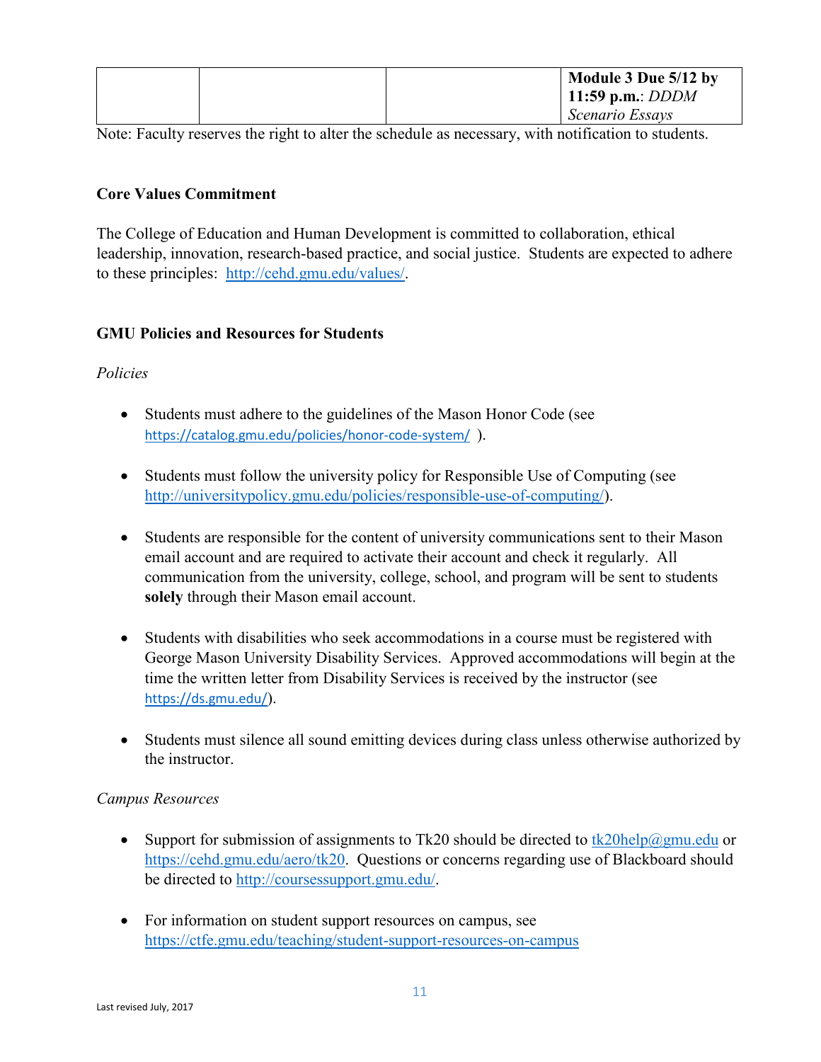| | | | **Module 3 Due 5/12 by 11:59 p.m.**: *DDDM Scenario Essays* |
|---|---|---|---|

Note: Faculty reserves the right to alter the schedule as necessary, with notification to students.

**Core Values Commitment**

The College of Education and Human Development is committed to collaboration, ethical leadership, innovation, research-based practice, and social justice. Students are expected to adhere to these principles: http://cehd.gmu.edu/values/.

**GMU Policies and Resources for Students**

*Policies*

- Students must adhere to the guidelines of the Mason Honor Code (see https://catalog.gmu.edu/policies/honor-code-system/ ).
- Students must follow the university policy for Responsible Use of Computing (see http://universitypolicy.gmu.edu/policies/responsible-use-of-computing/).
- Students are responsible for the content of university communications sent to their Mason email account and are required to activate their account and check it regularly. All communication from the university, college, school, and program will be sent to students **solely** through their Mason email account.
- Students with disabilities who seek accommodations in a course must be registered with George Mason University Disability Services. Approved accommodations will begin at the time the written letter from Disability Services is received by the instructor (see https://ds.gmu.edu/).
- Students must silence all sound emitting devices during class unless otherwise authorized by the instructor.

*Campus Resources*

- Support for submission of assignments to Tk20 should be directed to tk20help@gmu.edu or https://cehd.gmu.edu/aero/tk20. Questions or concerns regarding use of Blackboard should be directed to http://coursessupport.gmu.edu/.
- For information on student support resources on campus, see https://ctfe.gmu.edu/teaching/student-support-resources-on-campus

Last revised July, 2017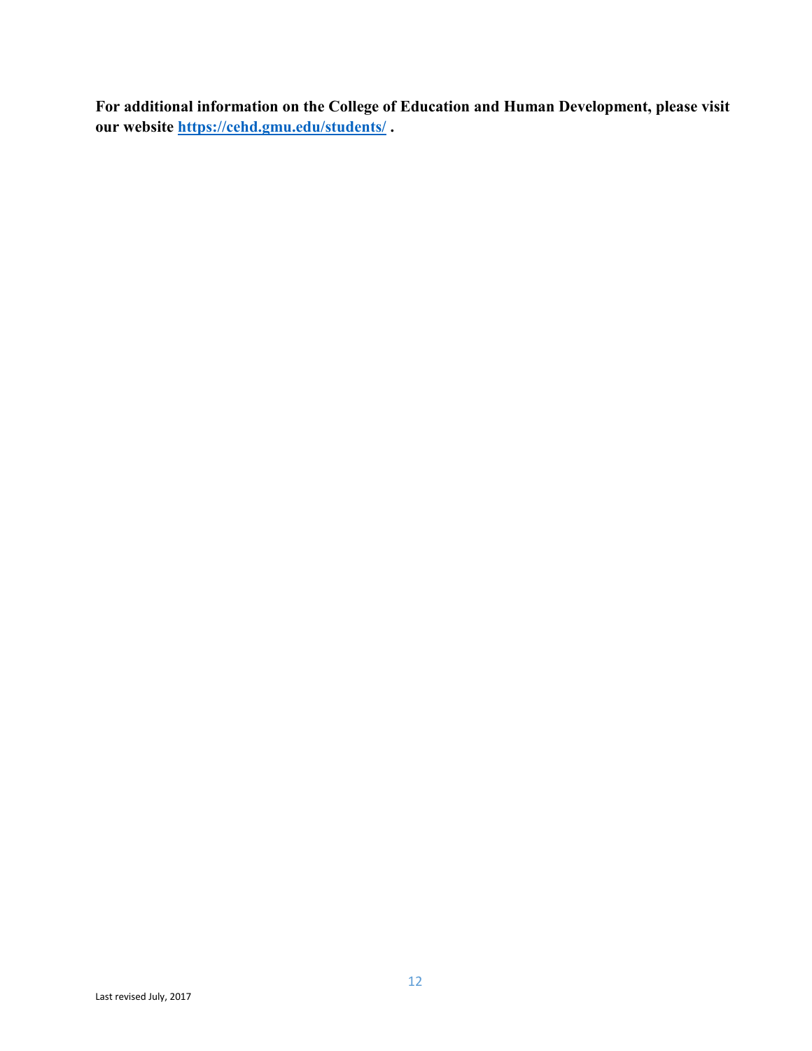**For additional information on the College of Education and Human Development, please visit our website [https://cehd.gmu.edu/students/](https://cehd.gmu.edu/students/) .**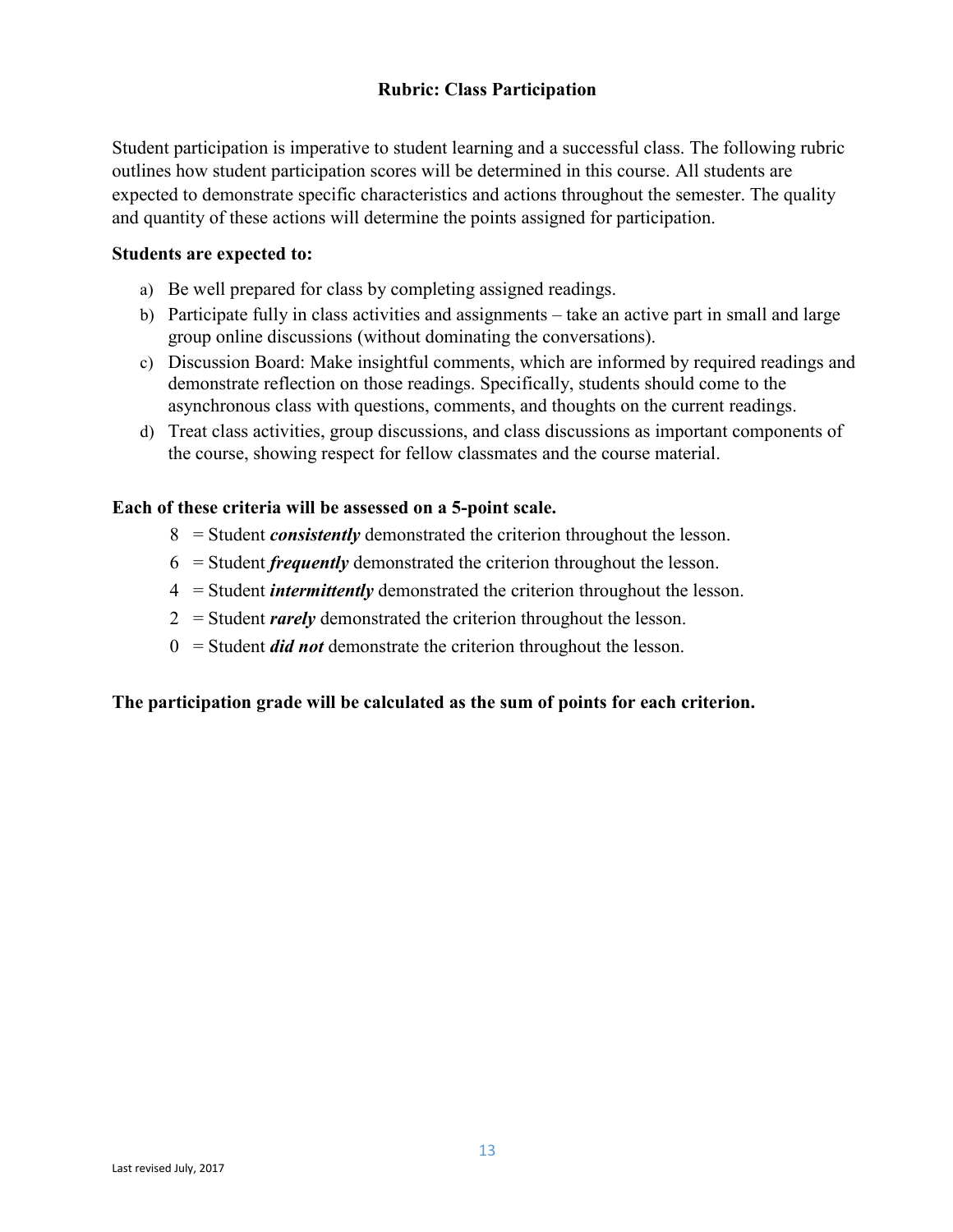## Rubric: Class Participation

Student participation is imperative to student learning and a successful class. The following rubric outlines how student participation scores will be determined in this course. All students are expected to demonstrate specific characteristics and actions throughout the semester. The quality and quantity of these actions will determine the points assigned for participation.

**Students are expected to:**

a) Be well prepared for class by completing assigned readings.
b) Participate fully in class activities and assignments – take an active part in small and large group online discussions (without dominating the conversations).
c) Discussion Board: Make insightful comments, which are informed by required readings and demonstrate reflection on those readings. Specifically, students should come to the asynchronous class with questions, comments, and thoughts on the current readings.
d) Treat class activities, group discussions, and class discussions as important components of the course, showing respect for fellow classmates and the course material.

**Each of these criteria will be assessed on a 5-point scale.**

- 8 = Student ***consistently*** demonstrated the criterion throughout the lesson.
- 6 = Student ***frequently*** demonstrated the criterion throughout the lesson.
- 4 = Student ***intermittently*** demonstrated the criterion throughout the lesson.
- 2 = Student ***rarely*** demonstrated the criterion throughout the lesson.
- 0 = Student ***did not*** demonstrate the criterion throughout the lesson.

**The participation grade will be calculated as the sum of points for each criterion.**

Last revised July, 2017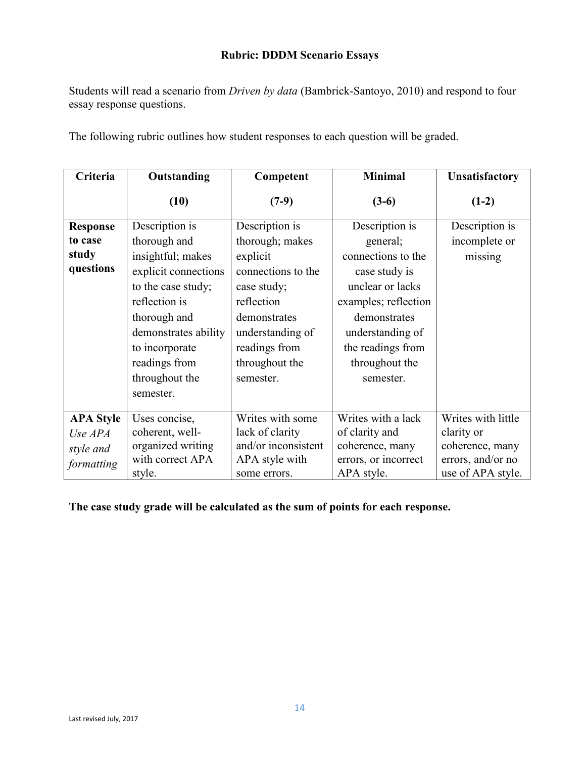**Rubric: DDDM Scenario Essays**

Students will read a scenario from *Driven by data* (Bambrick-Santoyo, 2010) and respond to four essay response questions.

The following rubric outlines how student responses to each question will be graded.

| Criteria | Outstanding (10) | Competent (7-9) | Minimal (3-6) | Unsatisfactory (1-2) |
|---|---|---|---|---|
| **Response to case study questions** | Description is thorough and insightful; makes explicit connections to the case study; reflection is thorough and demonstrates ability to incorporate readings from throughout the semester. | Description is thorough; makes explicit connections to the case study; reflection demonstrates understanding of readings from throughout the semester. | Description is general; connections to the case study is unclear or lacks examples; reflection demonstrates understanding of the readings from throughout the semester. | Description is incomplete or missing |
| **APA Style** *Use APA style and formatting* | Uses concise, coherent, well-organized writing with correct APA style. | Writes with some lack of clarity and/or inconsistent APA style with some errors. | Writes with a lack of clarity and coherence, many errors, or incorrect APA style. | Writes with little clarity or coherence, many errors, and/or no use of APA style. |

**The case study grade will be calculated as the sum of points for each response.**

Last revised July, 2017